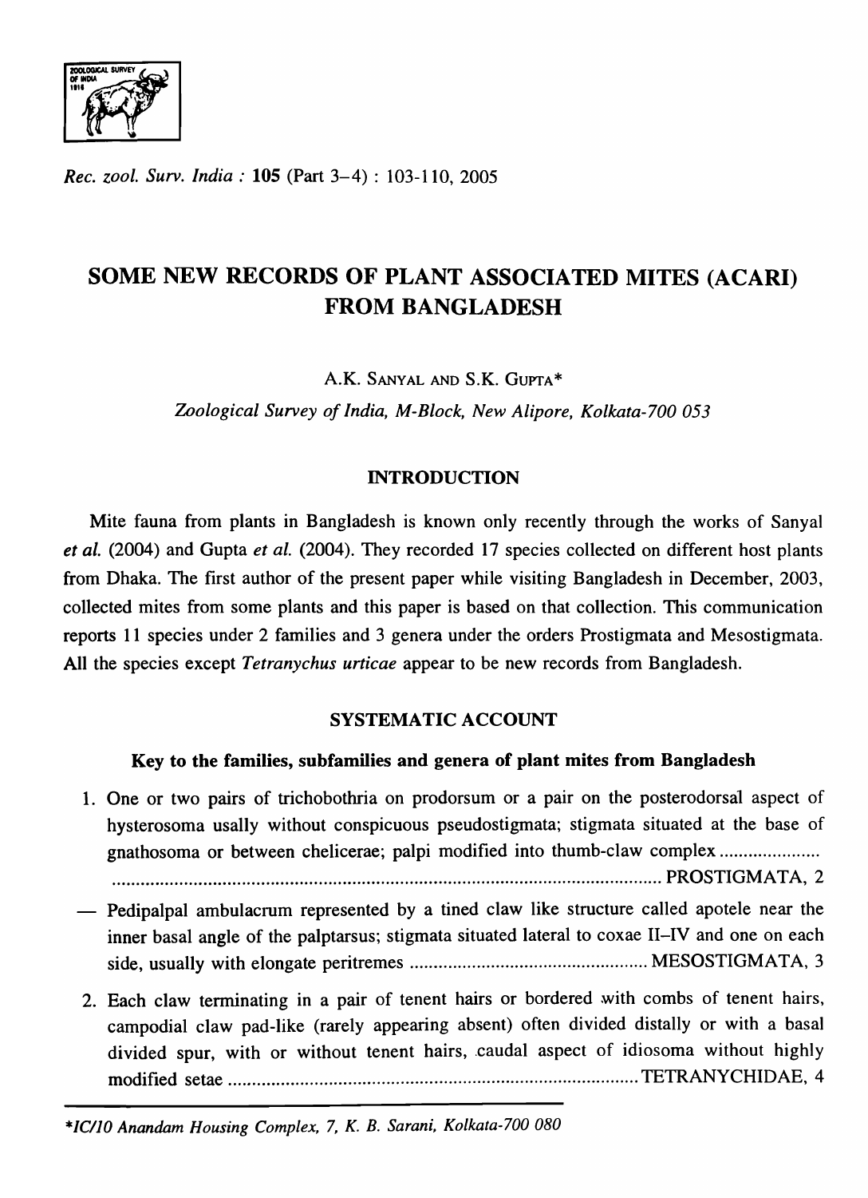# SOME NEW RECORDS OF PLANT ASSOCIATED MITES (ACARI) FROM BANGLADESH

A.K. SANYAL AND S.K. GUPTA*

*Zoological Survey of India, M-Block, New Alipore, Kolkata-700 053*

## INTRODUCTION

Mite fauna from plants in Bangladesh is known only recently through the works of Sanyal *et al.* (2004) and Gupta *et al.* (2004). They recorded 17 species collected on different host plants from Dhaka. The first author of the present paper while visiting Bangladesh in December, 2003, collected mites from some plants and this paper is based on that collection. This communication reports 11 species under 2 families and 3 genera under the orders Prostigmata and Mesostigmata. All the species except *Tetranychus urticae* appear to be new records from Bangladesh.

## SYSTEMATIC ACCOUNT

### Key to the families, subfamilies and genera of plant mites from Bangladesh

1. One or two pairs of trichobothria on prodorsum or a pair on the posterodorsal aspect of hysterosoma usally without conspicuous pseudostigmata; stigmata situated at the base of gnathosoma or between chelicerae; palpi modified into thumb-claw complex ...................... PROSTIGMATA, 2

— Pedipalpal ambulacrum represented by a tined claw like structure called apotele near the inner basal angle of the palptarsus; stigmata situated lateral to coxae II–IV and one on each side, usually with elongate peritremes .................................................. MESOSTIGMATA, 3

2. Each claw terminating in a pair of tenent hairs or bordered with combs of tenent hairs, campodial claw pad-like (rarely appearing absent) often divided distally or with a basal divided spur, with or without tenent hairs, caudal aspect of idiosoma without highly modified setae ..................................................................................... TETRANYCHIDAE, 4

*IC/10 Anandam Housing Complex, 7, K. B. Sarani, Kolkata-700 080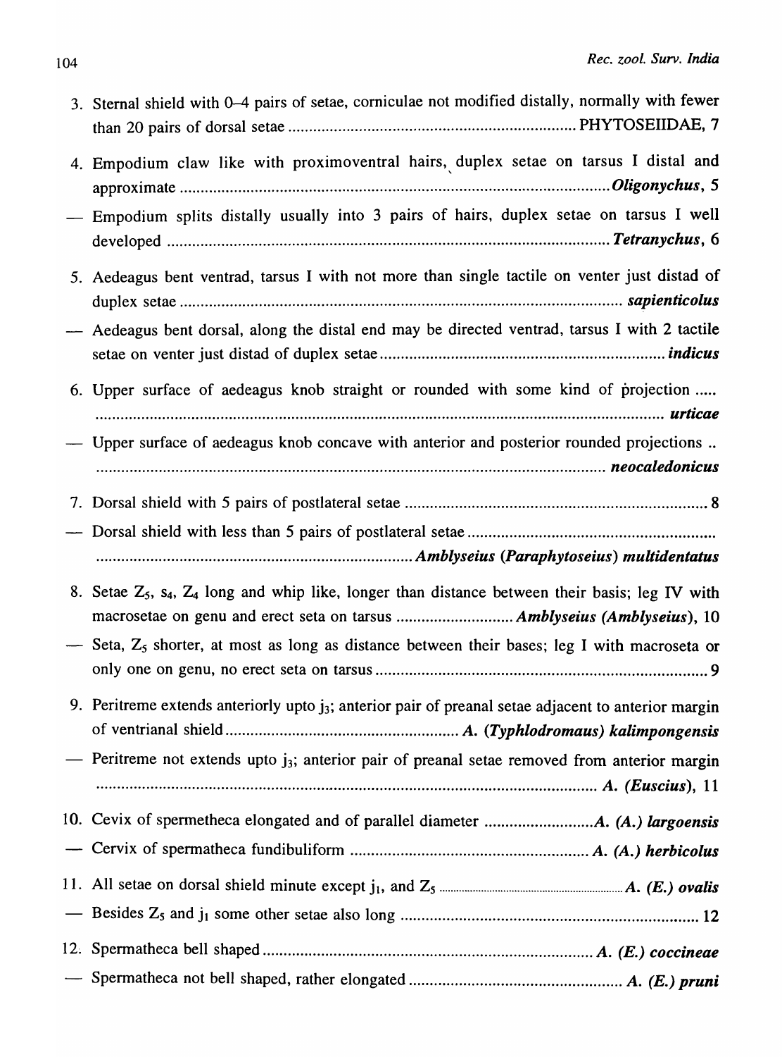3. Sternal shield with 0–4 pairs of setae, corniculae not modified distally, normally with fewer than 20 pairs of dorsal setae .................................................................... PHYTOSEIIDAE, 7

4. Empodium claw like with proximoventral hairs, duplex setae on tarsus I distal and approximate ........................................................................................................ *Oligonychus*, 5

— Empodium splits distally usually into 3 pairs of hairs, duplex setae on tarsus I well developed .......................................................................................................... *Tetranychus*, 6

5. Aedeagus bent ventrad, tarsus I with not more than single tactile on venter just distad of duplex setae .......................................................................................................... ***sapienticolus***

— Aedeagus bent dorsal, along the distal end may be directed ventrad, tarsus I with 2 tactile setae on venter just distad of duplex setae .................................................................... ***indicus***

6. Upper surface of aedeagus knob straight or rounded with some kind of projection ..... ............................................................................................................................... ***urticae***

— Upper surface of aedeagus knob concave with anterior and posterior rounded projections .. ........................................................................................................... ***neocaledonicus***

7. Dorsal shield with 5 pairs of postlateral setae ........................................................................ 8

— Dorsal shield with less than 5 pairs of postlateral setae ........................................................... ............................................................................ ***Amblyseius (Paraphytoseius) multidentatus***

8. Setae $Z_5$, $s_4$, $Z_4$ long and whip like, longer than distance between their basis; leg IV with macrosetae on genu and erect seta on tarsus ............................ ***Amblyseius (Amblyseius)***, 10

— Seta, $Z_5$ shorter, at most as long as distance between their bases; leg I with macroseta or only one on genu, no erect seta on tarsus ................................................................................ 9

9. Peritreme extends anteriorly upto $j_3$; anterior pair of preanal setae adjacent to anterior margin of ventrianal shield ......................................................... ***A. (Typhlodromaus) kalimpongensis***

— Peritreme not extends upto $j_3$; anterior pair of preanal setae removed from anterior margin ........................................................................................................................ ***A. (Euscius)***, 11

10. Cevix of spermetheca elongated and of parallel diameter .......................... ***A. (A.) largoensis***

— Cervix of spermatheca fundibuliform ......................................................... ***A. (A.) herbicolus***

11. All setae on dorsal shield minute except $j_1$, and $Z_5$ ........................................................ ***A. (E.) ovalis***

— Besides $Z_5$ and $j_1$ some other setae also long ....................................................................... 12

12. Spermatheca bell shaped ............................................................................... ***A. (E.) coccineae***

— Spermatheca not bell shaped, rather elongated ................................................... ***A. (E.) pruni***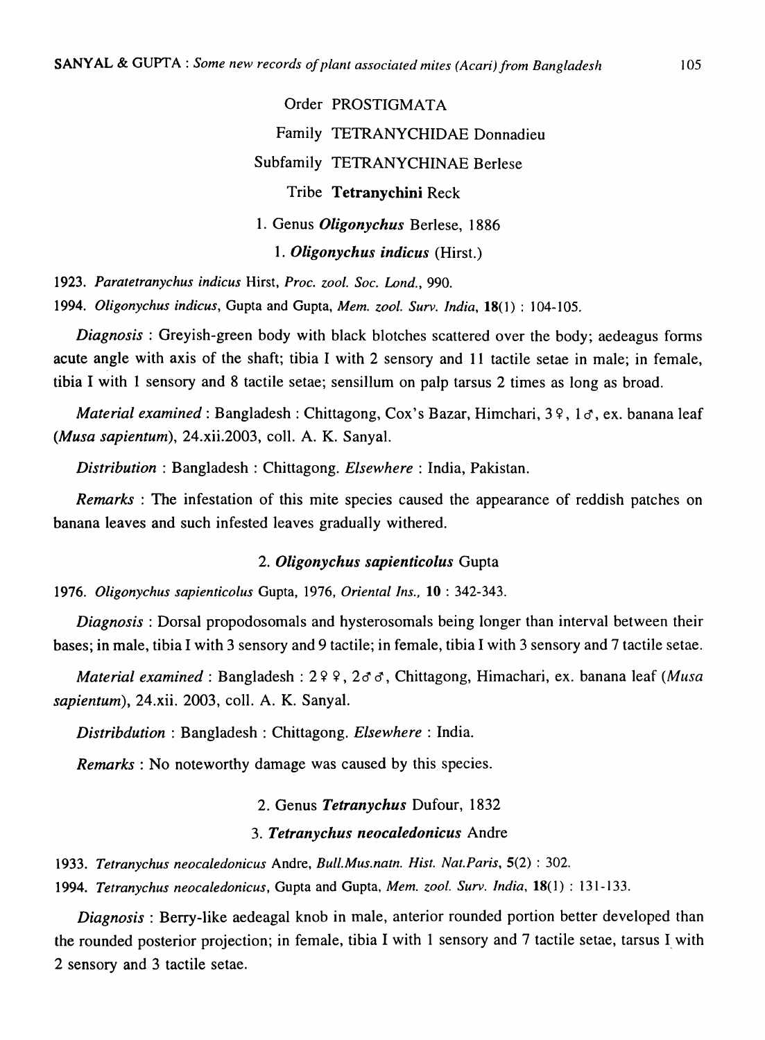Order PROSTIGMATA

Family TETRANYCHIDAE Donnadieu

Subfamily TETRANYCHINAE Berlese

Tribe **Tetranychini** Reck

1. Genus ***Oligonychus*** Berlese, 1886

1. ***Oligonychus indicus*** (Hirst.)

1923. *Paratetranychus indicus* Hirst, *Proc. zool. Soc. Lond.*, 990.

1994. *Oligonychus indicus*, Gupta and Gupta, *Mem. zool. Surv. India*, **18**(1) : 104-105.

*Diagnosis* : Greyish-green body with black blotches scattered over the body; aedeagus forms acute angle with axis of the shaft; tibia I with 2 sensory and 11 tactile setae in male; in female, tibia I with 1 sensory and 8 tactile setae; sensillum on palp tarsus 2 times as long as broad.

*Material examined* : Bangladesh : Chittagong, Cox's Bazar, Himchari, 3 ♀, 1 ♂, ex. banana leaf (*Musa sapientum*), 24.xii.2003, coll. A. K. Sanyal.

*Distribution* : Bangladesh : Chittagong. *Elsewhere* : India, Pakistan.

*Remarks* : The infestation of this mite species caused the appearance of reddish patches on banana leaves and such infested leaves gradually withered.

2. ***Oligonychus sapienticolus*** Gupta

1976. *Oligonychus sapienticolus* Gupta, 1976, *Oriental Ins.*, **10** : 342-343.

*Diagnosis* : Dorsal propodosomals and hysterosomals being longer than interval between their bases; in male, tibia I with 3 sensory and 9 tactile; in female, tibia I with 3 sensory and 7 tactile setae.

*Material examined* : Bangladesh : 2 ♀ ♀, 2 ♂ ♂, Chittagong, Himachari, ex. banana leaf (*Musa sapientum*), 24.xii. 2003, coll. A. K. Sanyal.

*Distribdution* : Bangladesh : Chittagong. *Elsewhere* : India.

*Remarks* : No noteworthy damage was caused by this species.

2. Genus ***Tetranychus*** Dufour, 1832

3. ***Tetranychus neocaledonicus*** Andre

1933. *Tetranychus neocaledonicus* Andre, *Bull.Mus.natn. Hist. Nat.Paris*, **5**(2) : 302.

1994. *Tetranychus neocaledonicus*, Gupta and Gupta, *Mem. zool. Surv. India*, **18**(1) : 131-133.

*Diagnosis* : Berry-like aedeagal knob in male, anterior rounded portion better developed than the rounded posterior projection; in female, tibia I with 1 sensory and 7 tactile setae, tarsus I with 2 sensory and 3 tactile setae.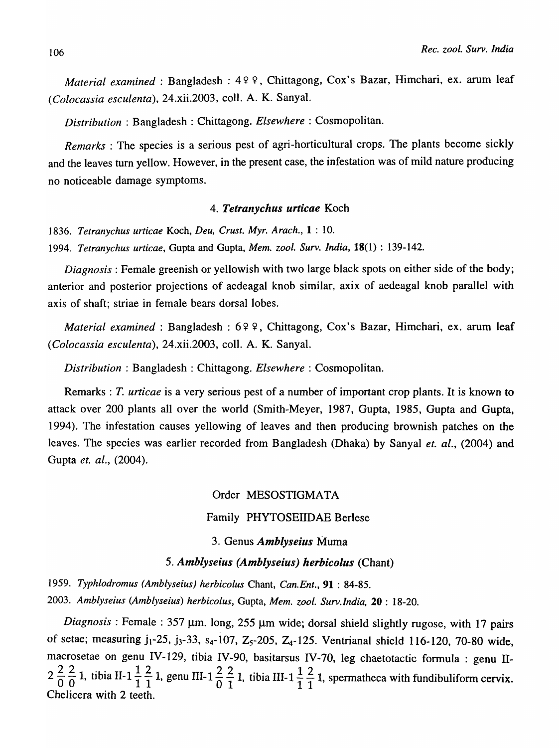*Material examined* : Bangladesh : 4♀♀, Chittagong, Cox's Bazar, Himchari, ex. arum leaf (*Colocassia esculenta*), 24.xii.2003, coll. A. K. Sanyal.

*Distribution* : Bangladesh : Chittagong. *Elsewhere* : Cosmopolitan.

*Remarks* : The species is a serious pest of agri-horticultural crops. The plants become sickly and the leaves turn yellow. However, in the present case, the infestation was of mild nature producing no noticeable damage symptoms.

### 4. *Tetranychus urticae* Koch

1836. *Tetranychus urticae* Koch, *Deu, Crust. Myr. Arach.*, **1** : 10.

1994. *Tetranychus urticae*, Gupta and Gupta, *Mem. zool. Surv. India*, **18**(1) : 139-142.

*Diagnosis* : Female greenish or yellowish with two large black spots on either side of the body; anterior and posterior projections of aedeagal knob similar, axix of aedeagal knob parallel with axis of shaft; striae in female bears dorsal lobes.

*Material examined* : Bangladesh : 6♀♀, Chittagong, Cox's Bazar, Himchari, ex. arum leaf (*Colocassia esculenta*), 24.xii.2003, coll. A. K. Sanyal.

*Distribution* : Bangladesh : Chittagong. *Elsewhere* : Cosmopolitan.

Remarks : *T. urticae* is a very serious pest of a number of important crop plants. It is known to attack over 200 plants all over the world (Smith-Meyer, 1987, Gupta, 1985, Gupta and Gupta, 1994). The infestation causes yellowing of leaves and then producing brownish patches on the leaves. The species was earlier recorded from Bangladesh (Dhaka) by Sanyal *et. al.*, (2004) and Gupta *et. al.*, (2004).

## Order MESOSTIGMATA

## Family PHYTOSEIIDAE Berlese

### 3. Genus *Amblyseius* Muma

### 5. *Amblyseius (Amblyseius) herbicolus* (Chant)

1959. *Typhlodromus (Amblyseius) herbicolus* Chant, *Can.Ent.*, **91** : 84-85.

2003. *Amblyseius (Amblyseius) herbicolus*, Gupta, *Mem. zool. Surv.India*, **20** : 18-20.

*Diagnosis* : Female : 357 μm. long, 255 μm wide; dorsal shield slightly rugose, with 17 pairs of setae; measuring $j_1$-25, $j_3$-33, $s_4$-107, $Z_5$-205, $Z_4$-125. Ventrianal shield 116-120, 70-80 wide, macrosetae on genu IV-129, tibia IV-90, basitarsus IV-70, leg chaetotactic formula : genu II-$2\frac{2}{0}\frac{2}{0}1$, tibia II-$1\frac{1}{1}\frac{2}{1}1$, genu III-$1\frac{2}{0}\frac{2}{1}1$, tibia III-$1\frac{1}{1}\frac{2}{1}1$, spermatheca with fundibuliform cervix. Chelicera with 2 teeth.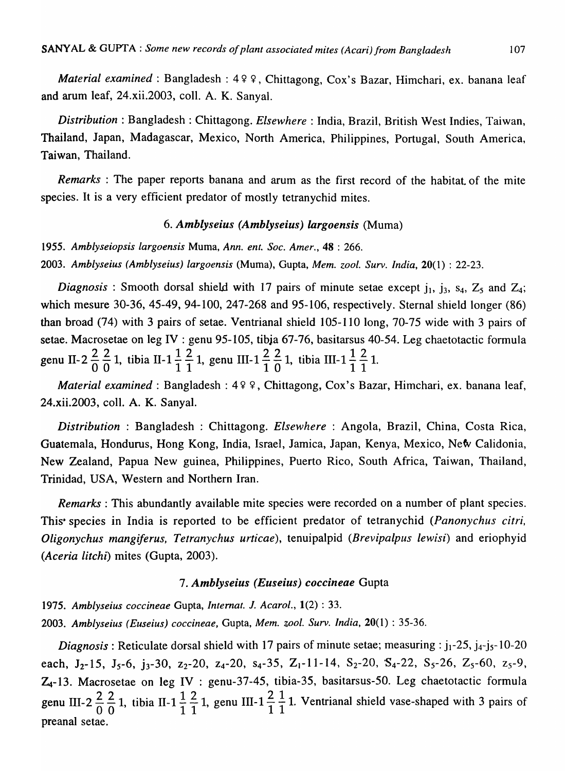*Material examined* : Bangladesh : 4♀♀, Chittagong, Cox's Bazar, Himchari, ex. banana leaf and arum leaf, 24.xii.2003, coll. A. K. Sanyal.

*Distribution* : Bangladesh : Chittagong. *Elsewhere* : India, Brazil, British West Indies, Taiwan, Thailand, Japan, Madagascar, Mexico, North America, Philippines, Portugal, South America, Taiwan, Thailand.

*Remarks* : The paper reports banana and arum as the first record of the habitat of the mite species. It is a very efficient predator of mostly tetranychid mites.

### 6. *Amblyseius (Amblyseius) largoensis* (Muma)

1955. *Amblyseiopsis largoensis* Muma, *Ann. ent. Soc. Amer.*, **48** : 266.

2003. *Amblyseius (Amblyseius) largoensis* (Muma), Gupta, *Mem. zool. Surv. India*, **20**(1) : 22-23.

*Diagnosis* : Smooth dorsal shield with 17 pairs of minute setae except $j_1$, $j_3$, $s_4$, $Z_5$ and $Z_4$; which mesure 30-36, 45-49, 94-100, 247-268 and 95-106, respectively. Sternal shield longer (86) than broad (74) with 3 pairs of setae. Ventrianal shield 105-110 long, 70-75 wide with 3 pairs of setae. Macrosetae on leg IV : genu 95-105, tibja 67-76, basitarsus 40-54. Leg chaetotactic formula genu II-2 $\frac{2}{0}\frac{2}{0}$ 1, tibia II-1 $\frac{1}{1}\frac{2}{1}$ 1, genu III-1 $\frac{2}{1}\frac{2}{0}$ 1, tibia III-1 $\frac{1}{1}\frac{2}{1}$ 1.

*Material examined* : Bangladesh : 4♀♀, Chittagong, Cox's Bazar, Himchari, ex. banana leaf, 24.xii.2003, coll. A. K. Sanyal.

*Distribution* : Bangladesh : Chittagong. *Elsewhere* : Angola, Brazil, China, Costa Rica, Guatemala, Hondurus, Hong Kong, India, Israel, Jamica, Japan, Kenya, Mexico, New Calidonia, New Zealand, Papua New guinea, Philippines, Puerto Rico, South Africa, Taiwan, Thailand, Trinidad, USA, Western and Northern Iran.

*Remarks* : This abundantly available mite species were recorded on a number of plant species. This species in India is reported to be efficient predator of tetranychid (*Panonychus citri*, *Oligonychus mangiferus*, *Tetranychus urticae*), tenuipalpid (*Brevipalpus lewisi*) and eriophyid (*Aceria litchi*) mites (Gupta, 2003).

### 7. *Amblyseius (Euseius) coccineae* Gupta

1975. *Amblyseius coccineae* Gupta, *Internat. J. Acarol.*, **1**(2) : 33.

2003. *Amblyseius (Euseius) coccineae*, Gupta, *Mem. zool. Surv. India*, **20**(1) : 35-36.

*Diagnosis* : Reticulate dorsal shield with 17 pairs of minute setae; measuring : $j_1$-25, $j_4$-$j_5$-10-20 each, $J_2$-15, $J_5$-6, $j_3$-30, $z_2$-20, $z_4$-20, $s_4$-35, $Z_1$-11-14, $S_2$-20, $S_4$-22, $S_5$-26, $Z_5$-60, $z_5$-9, $Z_4$-13. Macrosetae on leg IV : genu-37-45, tibia-35, basitarsus-50. Leg chaetotactic formula genu III-2 $\frac{2}{0}\frac{2}{0}$ 1, tibia II-1 $\frac{1}{1}\frac{2}{1}$ 1, genu III-1 $\frac{2}{1}\frac{1}{1}$ 1. Ventrianal shield vase-shaped with 3 pairs of preanal setae.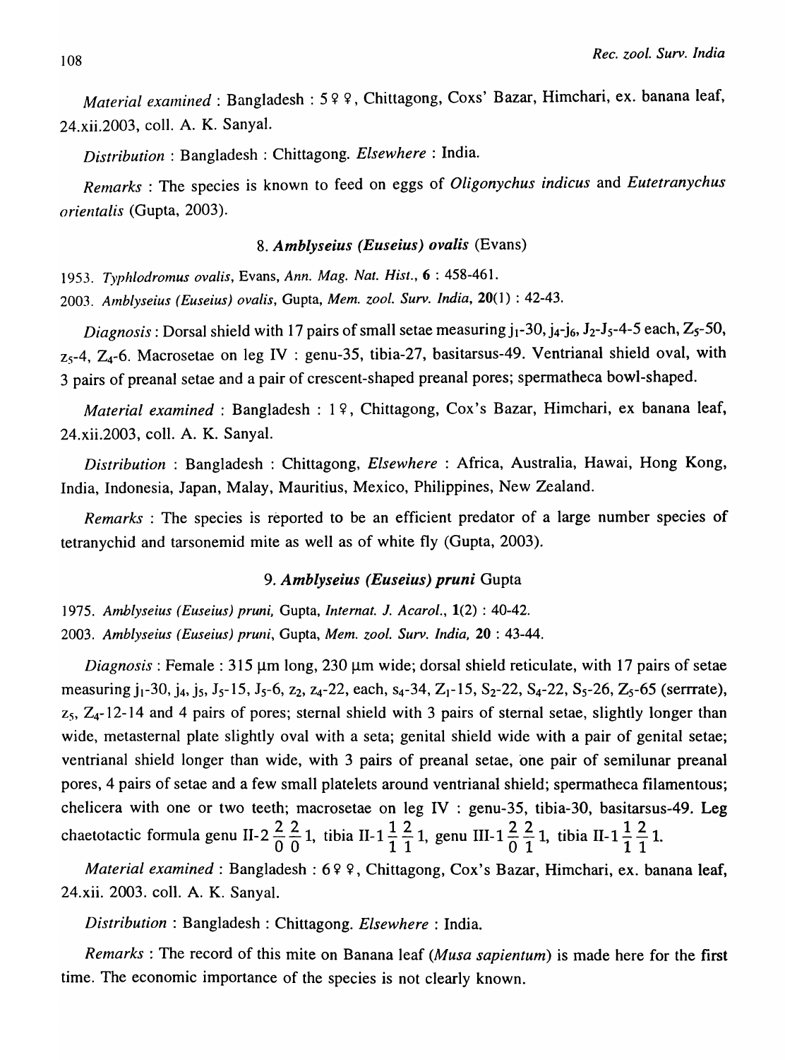*Material examined* : Bangladesh : 5♀♀, Chittagong, Coxs' Bazar, Himchari, ex. banana leaf, 24.xii.2003, coll. A. K. Sanyal.

*Distribution* : Bangladesh : Chittagong. *Elsewhere* : India.

*Remarks* : The species is known to feed on eggs of *Oligonychus indicus* and *Eutetranychus orientalis* (Gupta, 2003).

### 8. *Amblyseius (Euseius) ovalis* (Evans)

1953. *Typhlodromus ovalis*, Evans, *Ann. Mag. Nat. Hist.*, **6** : 458-461.

2003. *Amblyseius (Euseius) ovalis*, Gupta, *Mem. zool. Surv. India*, **20**(1) : 42-43.

*Diagnosis* : Dorsal shield with 17 pairs of small setae measuring $j_1$-30, $j_4$-$j_6$, $J_2$-$J_5$-4-5 each, $Z_5$-50, $z_5$-4, $Z_4$-6. Macrosetae on leg IV : genu-35, tibia-27, basitarsus-49. Ventrianal shield oval, with 3 pairs of preanal setae and a pair of crescent-shaped preanal pores; spermatheca bowl-shaped.

*Material examined* : Bangladesh : 1♀, Chittagong, Cox's Bazar, Himchari, ex banana leaf, 24.xii.2003, coll. A. K. Sanyal.

*Distribution* : Bangladesh : Chittagong, *Elsewhere* : Africa, Australia, Hawai, Hong Kong, India, Indonesia, Japan, Malay, Mauritius, Mexico, Philippines, New Zealand.

*Remarks* : The species is reported to be an efficient predator of a large number species of tetranychid and tarsonemid mite as well as of white fly (Gupta, 2003).

### 9. *Amblyseius (Euseius) pruni* Gupta

1975. *Amblyseius (Euseius) pruni*, Gupta, *Internat. J. Acarol.*, **1**(2) : 40-42.

2003. *Amblyseius (Euseius) pruni*, Gupta, *Mem. zool. Surv. India*, **20** : 43-44.

*Diagnosis* : Female : 315 µm long, 230 µm wide; dorsal shield reticulate, with 17 pairs of setae measuring $j_1$-30, $j_4$, $j_5$, $J_5$-15, $J_5$-6, $z_2$, $z_4$-22, each, $s_4$-34, $Z_1$-15, $S_2$-22, $S_4$-22, $S_5$-26, $Z_5$-65 (serrrate), $z_5$, $Z_4$-12-14 and 4 pairs of pores; sternal shield with 3 pairs of sternal setae, slightly longer than wide, metasternal plate slightly oval with a seta; genital shield wide with a pair of genital setae; ventrianal shield longer than wide, with 3 pairs of preanal setae, one pair of semilunar preanal pores, 4 pairs of setae and a few small platelets around ventrianal shield; spermatheca filamentous; chelicera with one or two teeth; macrosetae on leg IV : genu-35, tibia-30, basitarsus-49. Leg chaetotactic formula genu II-$2\frac{2}{0}\frac{2}{0}1$, tibia II-$1\frac{1}{1}\frac{2}{1}1$, genu III-$1\frac{2}{0}\frac{2}{1}1$, tibia II-$1\frac{1}{1}\frac{2}{1}1$.

*Material examined* : Bangladesh : 6♀♀, Chittagong, Cox's Bazar, Himchari, ex. banana leaf, 24.xii. 2003. coll. A. K. Sanyal.

*Distribution* : Bangladesh : Chittagong. *Elsewhere* : India.

*Remarks* : The record of this mite on Banana leaf (*Musa sapientum*) is made here for the first time. The economic importance of the species is not clearly known.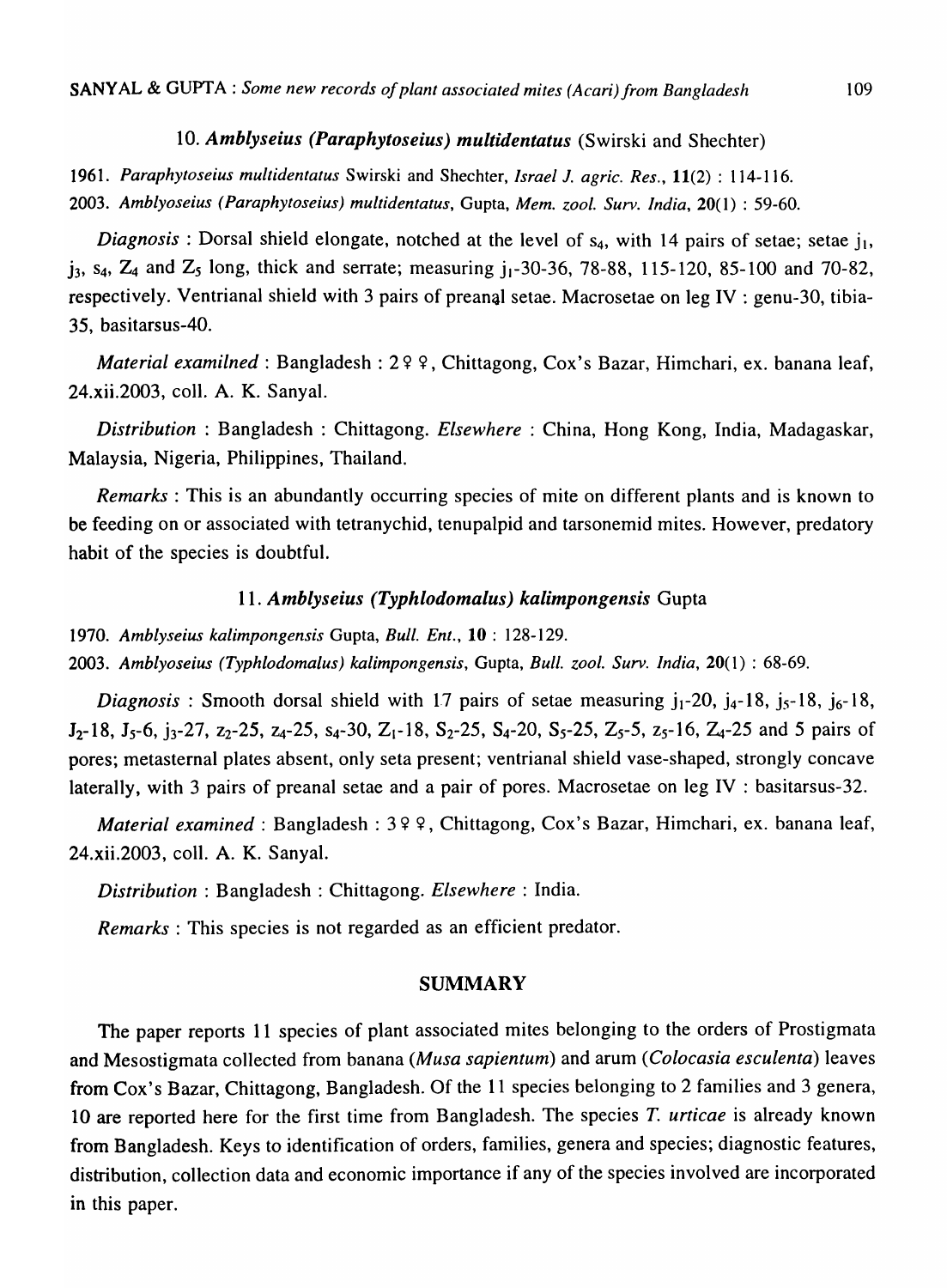### 10. *Amblyseius (Paraphytoseius) multidentatus* (Swirski and Shechter)

1961. *Paraphytoseius multidentatus* Swirski and Shechter, *Israel J. agric. Res.*, **11**(2) : 114-116.
2003. *Amblyoseius (Paraphytoseius) multidentatus*, Gupta, *Mem. zool. Surv. India*, **20**(1) : 59-60.

*Diagnosis* : Dorsal shield elongate, notched at the level of $s_4$, with 14 pairs of setae; setae $j_1$, $j_3$, $s_4$, $Z_4$ and $Z_5$ long, thick and serrate; measuring $j_1$-30-36, 78-88, 115-120, 85-100 and 70-82, respectively. Ventrianal shield with 3 pairs of preanal setae. Macrosetae on leg IV : genu-30, tibia-35, basitarsus-40.

*Material examilned* : Bangladesh : 2♀♀, Chittagong, Cox's Bazar, Himchari, ex. banana leaf, 24.xii.2003, coll. A. K. Sanyal.

*Distribution* : Bangladesh : Chittagong. *Elsewhere* : China, Hong Kong, India, Madagaskar, Malaysia, Nigeria, Philippines, Thailand.

*Remarks* : This is an abundantly occurring species of mite on different plants and is known to be feeding on or associated with tetranychid, tenupalpid and tarsonemid mites. However, predatory habit of the species is doubtful.

### 11. *Amblyseius (Typhlodomalus) kalimpongensis* Gupta

1970. *Amblyseius kalimpongensis* Gupta, *Bull. Ent.*, **10** : 128-129.
2003. *Amblyoseius (Typhlodomalus) kalimpongensis*, Gupta, *Bull. zool. Surv. India*, **20**(1) : 68-69.

*Diagnosis* : Smooth dorsal shield with 17 pairs of setae measuring $j_1$-20, $j_4$-18, $j_5$-18, $j_6$-18, $J_2$-18, $J_5$-6, $j_3$-27, $z_2$-25, $z_4$-25, $s_4$-30, $Z_1$-18, $S_2$-25, $S_4$-20, $S_5$-25, $Z_5$-5, $z_5$-16, $Z_4$-25 and 5 pairs of pores; metasternal plates absent, only seta present; ventrianal shield vase-shaped, strongly concave laterally, with 3 pairs of preanal setae and a pair of pores. Macrosetae on leg IV : basitarsus-32.

*Material examined* : Bangladesh : 3♀♀, Chittagong, Cox's Bazar, Himchari, ex. banana leaf, 24.xii.2003, coll. A. K. Sanyal.

*Distribution* : Bangladesh : Chittagong. *Elsewhere* : India.

*Remarks* : This species is not regarded as an efficient predator.

## SUMMARY

The paper reports 11 species of plant associated mites belonging to the orders of Prostigmata and Mesostigmata collected from banana (*Musa sapientum*) and arum (*Colocasia esculenta*) leaves from Cox's Bazar, Chittagong, Bangladesh. Of the 11 species belonging to 2 families and 3 genera, 10 are reported here for the first time from Bangladesh. The species *T. urticae* is already known from Bangladesh. Keys to identification of orders, families, genera and species; diagnostic features, distribution, collection data and economic importance if any of the species involved are incorporated in this paper.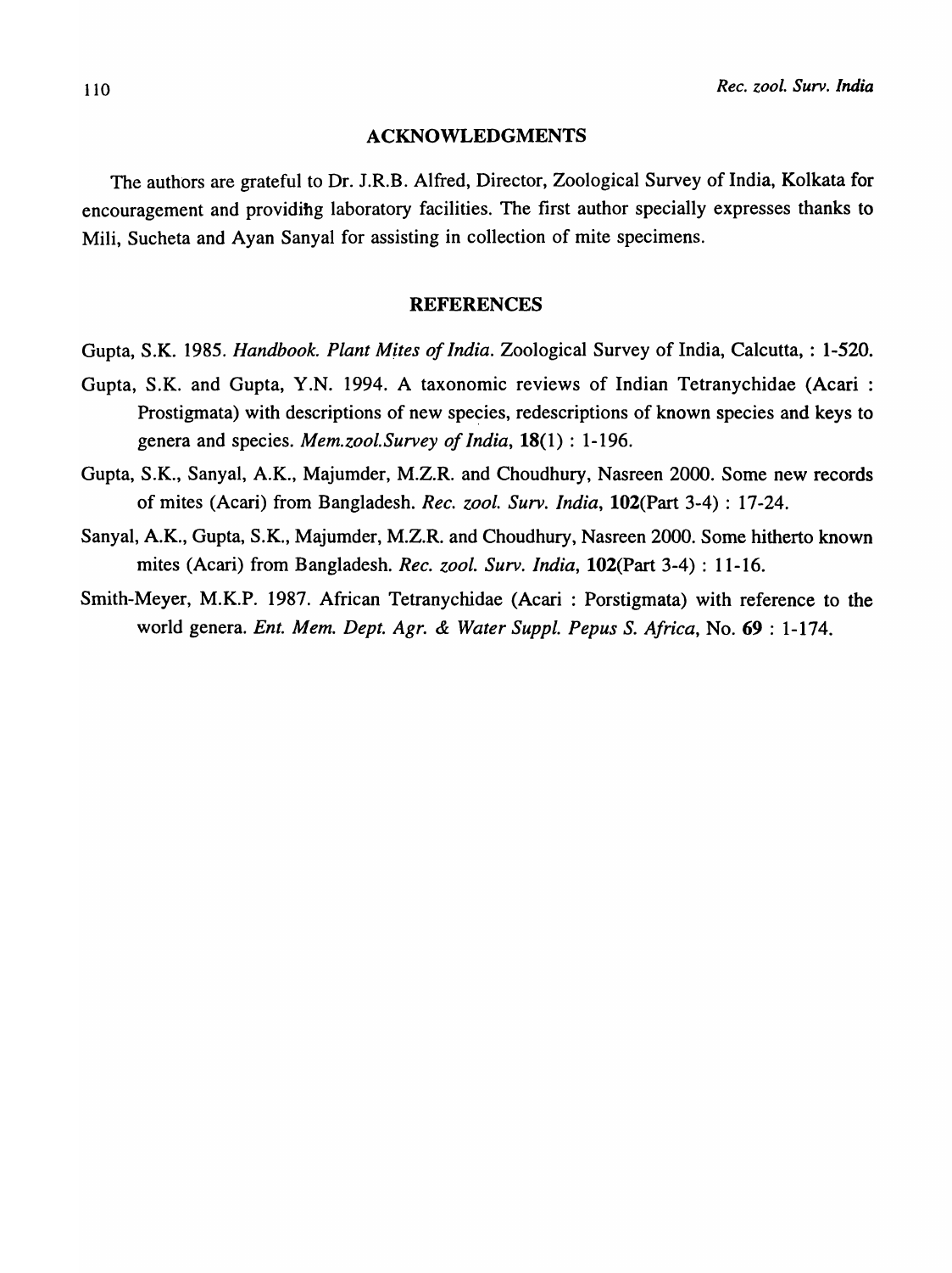## ACKNOWLEDGMENTS

The authors are grateful to Dr. J.R.B. Alfred, Director, Zoological Survey of India, Kolkata for encouragement and providihg laboratory facilities. The first author specially expresses thanks to Mili, Sucheta and Ayan Sanyal for assisting in collection of mite specimens.

## REFERENCES

Gupta, S.K. 1985. *Handbook. Plant Mites of India*. Zoological Survey of India, Calcutta, : 1-520.

Gupta, S.K. and Gupta, Y.N. 1994. A taxonomic reviews of Indian Tetranychidae (Acari : Prostigmata) with descriptions of new species, redescriptions of known species and keys to genera and species. *Mem.zool.Survey of India*, **18**(1) : 1-196.

Gupta, S.K., Sanyal, A.K., Majumder, M.Z.R. and Choudhury, Nasreen 2000. Some new records of mites (Acari) from Bangladesh. *Rec. zool. Surv. India*, **102**(Part 3-4) : 17-24.

Sanyal, A.K., Gupta, S.K., Majumder, M.Z.R. and Choudhury, Nasreen 2000. Some hitherto known mites (Acari) from Bangladesh. *Rec. zool. Surv. India*, **102**(Part 3-4) : 11-16.

Smith-Meyer, M.K.P. 1987. African Tetranychidae (Acari : Porstigmata) with reference to the world genera. *Ent. Mem. Dept. Agr. & Water Suppl. Pepus S. Africa*, No. **69** : 1-174.